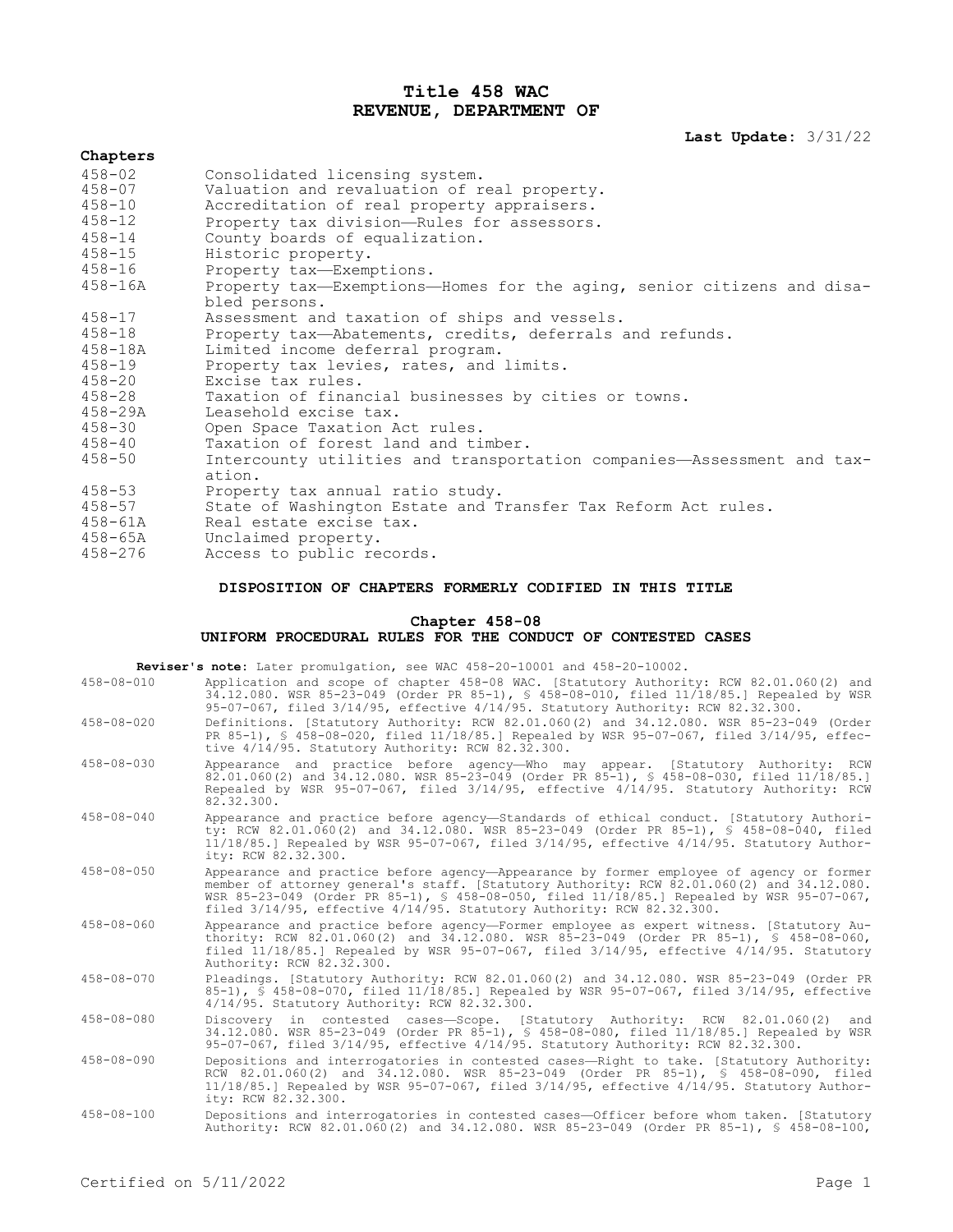# Title 458 WAC
# REVENUE, DEPARTMENT OF

**Last Update:** 3/31/22

**Chapters**

| | |
|---|---|
| 458-02 | Consolidated licensing system. |
| 458-07 | Valuation and revaluation of real property. |
| 458-10 | Accreditation of real property appraisers. |
| 458-12 | Property tax division—Rules for assessors. |
| 458-14 | County boards of equalization. |
| 458-15 | Historic property. |
| 458-16 | Property tax—Exemptions. |
| 458-16A | Property tax—Exemptions—Homes for the aging, senior citizens and disabled persons. |
| 458-17 | Assessment and taxation of ships and vessels. |
| 458-18 | Property tax—Abatements, credits, deferrals and refunds. |
| 458-18A | Limited income deferral program. |
| 458-19 | Property tax levies, rates, and limits. |
| 458-20 | Excise tax rules. |
| 458-28 | Taxation of financial businesses by cities or towns. |
| 458-29A | Leasehold excise tax. |
| 458-30 | Open Space Taxation Act rules. |
| 458-40 | Taxation of forest land and timber. |
| 458-50 | Intercounty utilities and transportation companies—Assessment and taxation. |
| 458-53 | Property tax annual ratio study. |
| 458-57 | State of Washington Estate and Transfer Tax Reform Act rules. |
| 458-61A | Real estate excise tax. |
| 458-65A | Unclaimed property. |
| 458-276 | Access to public records. |

## DISPOSITION OF CHAPTERS FORMERLY CODIFIED IN THIS TITLE

### Chapter 458-08
### UNIFORM PROCEDURAL RULES FOR THE CONDUCT OF CONTESTED CASES

**Reviser's note:** Later promulgation, see WAC 458-20-10001 and 458-20-10002.

| | |
|---|---|
| 458-08-010 | Application and scope of chapter 458-08 WAC. [Statutory Authority: RCW 82.01.060(2) and 34.12.080. WSR 85-23-049 (Order PR 85-1), § 458-08-010, filed 11/18/85.] Repealed by WSR 95-07-067, filed 3/14/95, effective 4/14/95. Statutory Authority: RCW 82.32.300. |
| 458-08-020 | Definitions. [Statutory Authority: RCW 82.01.060(2) and 34.12.080. WSR 85-23-049 (Order PR 85-1), § 458-08-020, filed 11/18/85.] Repealed by WSR 95-07-067, filed 3/14/95, effective 4/14/95. Statutory Authority: RCW 82.32.300. |
| 458-08-030 | Appearance and practice before agency—Who may appear. [Statutory Authority: RCW 82.01.060(2) and 34.12.080. WSR 85-23-049 (Order PR 85-1), § 458-08-030, filed 11/18/85.] Repealed by WSR 95-07-067, filed 3/14/95, effective 4/14/95. Statutory Authority: RCW 82.32.300. |
| 458-08-040 | Appearance and practice before agency—Standards of ethical conduct. [Statutory Authority: RCW 82.01.060(2) and 34.12.080. WSR 85-23-049 (Order PR 85-1), § 458-08-040, filed 11/18/85.] Repealed by WSR 95-07-067, filed 3/14/95, effective 4/14/95. Statutory Authority: RCW 82.32.300. |
| 458-08-050 | Appearance and practice before agency—Appearance by former employee of agency or former member of attorney general's staff. [Statutory Authority: RCW 82.01.060(2) and 34.12.080. WSR 85-23-049 (Order PR 85-1), § 458-08-050, filed 11/18/85.] Repealed by WSR 95-07-067, filed 3/14/95, effective 4/14/95. Statutory Authority: RCW 82.32.300. |
| 458-08-060 | Appearance and practice before agency—Former employee as expert witness. [Statutory Authority: RCW 82.01.060(2) and 34.12.080. WSR 85-23-049 (Order PR 85-1), § 458-08-060, filed 11/18/85.] Repealed by WSR 95-07-067, filed 3/14/95, effective 4/14/95. Statutory Authority: RCW 82.32.300. |
| 458-08-070 | Pleadings. [Statutory Authority: RCW 82.01.060(2) and 34.12.080. WSR 85-23-049 (Order PR 85-1), § 458-08-070, filed 11/18/85.] Repealed by WSR 95-07-067, filed 3/14/95, effective 4/14/95. Statutory Authority: RCW 82.32.300. |
| 458-08-080 | Discovery in contested cases—Scope. [Statutory Authority: RCW 82.01.060(2) and 34.12.080. WSR 85-23-049 (Order PR 85-1), § 458-08-080, filed 11/18/85.] Repealed by WSR 95-07-067, filed 3/14/95, effective 4/14/95. Statutory Authority: RCW 82.32.300. |
| 458-08-090 | Depositions and interrogatories in contested cases—Right to take. [Statutory Authority: RCW 82.01.060(2) and 34.12.080. WSR 85-23-049 (Order PR 85-1), § 458-08-090, filed 11/18/85.] Repealed by WSR 95-07-067, filed 3/14/95, effective 4/14/95. Statutory Authority: RCW 82.32.300. |
| 458-08-100 | Depositions and interrogatories in contested cases—Officer before whom taken. [Statutory Authority: RCW 82.01.060(2) and 34.12.080. WSR 85-23-049 (Order PR 85-1), § 458-08-100, |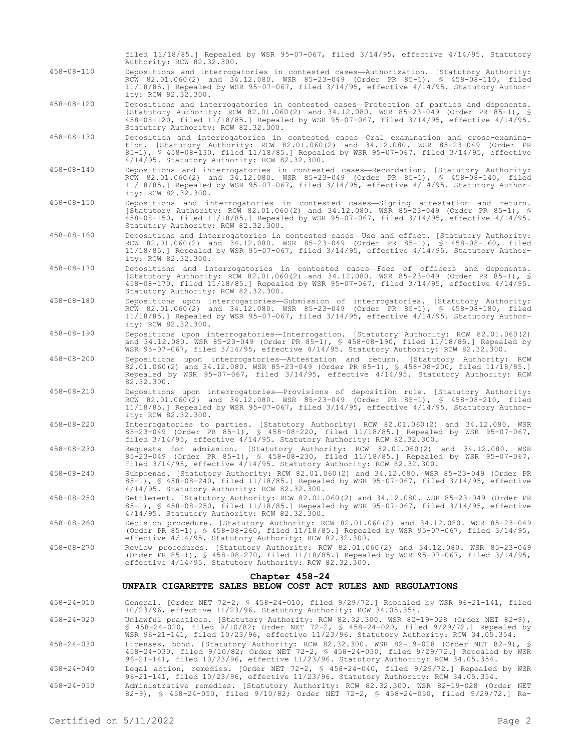filed 11/18/85.] Repealed by WSR 95-07-067, filed 3/14/95, effective 4/14/95. Statutory Authority: RCW 82.32.300.

458-08-110 Depositions and interrogatories in contested cases—Authorization. [Statutory Authority: RCW 82.01.060(2) and 34.12.080. WSR 85-23-049 (Order PR 85-1), § 458-08-110, filed 11/18/85.] Repealed by WSR 95-07-067, filed 3/14/95, effective 4/14/95. Statutory Authority: RCW 82.32.300.

458-08-120 Depositions and interrogatories in contested cases—Protection of parties and deponents. [Statutory Authority: RCW 82.01.060(2) and 34.12.080. WSR 85-23-049 (Order PR 85-1), § 458-08-120, filed 11/18/85.] Repealed by WSR 95-07-067, filed 3/14/95, effective 4/14/95. Statutory Authority: RCW 82.32.300.

458-08-130 Deposition and interrogatories in contested cases—Oral examination and cross-examination. [Statutory Authority: RCW 82.01.060(2) and 34.12.080. WSR 85-23-049 (Order PR 85-1), § 458-08-130, filed 11/18/85.] Repealed by WSR 95-07-067, filed 3/14/95, effective 4/14/95. Statutory Authority: RCW 82.32.300.

458-08-140 Depositions and interrogatories in contested cases—Recordation. [Statutory Authority: RCW 82.01.060(2) and 34.12.080. WSR 85-23-049 (Order PR 85-1), § 458-08-140, filed 11/18/85.] Repealed by WSR 95-07-067, filed 3/14/95, effective 4/14/95. Statutory Authority: RCW 82.32.300.

458-08-150 Depositions and interrogatories in contested cases—Signing attestation and return. [Statutory Authority: RCW 82.01.060(2) and 34.12.080. WSR 85-23-049 (Order PR 85-1), § 458-08-150, filed 11/18/85.] Repealed by WSR 95-07-067, filed 3/14/95, effective 4/14/95. Statutory Authority: RCW 82.32.300.

458-08-160 Depositions and interrogatories in contested cases—Use and effect. [Statutory Authority: RCW 82.01.060(2) and 34.12.080. WSR 85-23-049 (Order PR 85-1), § 458-08-160, filed 11/18/85.] Repealed by WSR 95-07-067, filed 3/14/95, effective 4/14/95. Statutory Authority: RCW 82.32.300.

458-08-170 Depositions and interrogatories in contested cases—Fees of officers and deponents. [Statutory Authority: RCW 82.01.060(2) and 34.12.080. WSR 85-23-049 (Order PR 85-1), § 458-08-170, filed 11/18/85.] Repealed by WSR 95-07-067, filed 3/14/95, effective 4/14/95. Statutory Authority: RCW 82.32.300.

458-08-180 Depositions upon interrogatories—Submission of interrogatories. [Statutory Authority: RCW 82.01.060(2) and 34.12.080. WSR 85-23-049 (Order PR 85-1), § 458-08-180, filed 11/18/85.] Repealed by WSR 95-07-067, filed 3/14/95, effective 4/14/95. Statutory Authority: RCW 82.32.300.

458-08-190 Depositions upon interrogatories—Interrogation. [Statutory Authority: RCW 82.01.060(2) and 34.12.080. WSR 85-23-049 (Order PR 85-1), § 458-08-190, filed 11/18/85.] Repealed by WSR 95-07-067, filed 3/14/95, effective 4/14/95. Statutory Authority: RCW 82.32.300.

458-08-200 Depositions upon interrogatories—Attestation and return. [Statutory Authority: RCW 82.01.060(2) and 34.12.080. WSR 85-23-049 (Order PR 85-1), § 458-08-200, filed 11/18/85.] Repealed by WSR 95-07-067, filed 3/14/95, effective 4/14/95. Statutory Authority: RCW 82.32.300.

458-08-210 Depositions upon interrogatories—Provisions of deposition rule. [Statutory Authority: RCW 82.01.060(2) and 34.12.080. WSR 85-23-049 (Order PR 85-1), § 458-08-210, filed 11/18/85.] Repealed by WSR 95-07-067, filed 3/14/95, effective 4/14/95. Statutory Authority: RCW 82.32.300.

458-08-220 Interrogatories to parties. [Statutory Authority: RCW 82.01.060(2) and 34.12.080. WSR 85-23-049 (Order PR 85-1), § 458-08-220, filed 11/18/85.] Repealed by WSR 95-07-067, filed 3/14/95, effective 4/14/95. Statutory Authority: RCW 82.32.300.

458-08-230 Requests for admission. [Statutory Authority: RCW 82.01.060(2) and 34.12.080. WSR 85-23-049 (Order PR 85-1), § 458-08-230, filed 11/18/85.] Repealed by WSR 95-07-067, filed 3/14/95, effective 4/14/95. Statutory Authority: RCW 82.32.300.

458-08-240 Subpoenas. [Statutory Authority: RCW 82.01.060(2) and 34.12.080. WSR 85-23-049 (Order PR 85-1), § 458-08-240, filed 11/18/85.] Repealed by WSR 95-07-067, filed 3/14/95, effective 4/14/95. Statutory Authority: RCW 82.32.300.

458-08-250 Settlement. [Statutory Authority: RCW 82.01.060(2) and 34.12.080. WSR 85-23-049 (Order PR 85-1), § 458-08-250, filed 11/18/85.] Repealed by WSR 95-07-067, filed 3/14/95, effective 4/14/95. Statutory Authority: RCW 82.32.300.

458-08-260 Decision procedure. [Statutory Authority: RCW 82.01.060(2) and 34.12.080. WSR 85-23-049 (Order PR 85-1), § 458-08-260, filed 11/18/85.] Repealed by WSR 95-07-067, filed 3/14/95, effective 4/14/95. Statutory Authority: RCW 82.32.300.

458-08-270 Review procedures. [Statutory Authority: RCW 82.01.060(2) and 34.12.080. WSR 85-23-049 (Order PR 85-1), § 458-08-270, filed 11/18/85.] Repealed by WSR 95-07-067, filed 3/14/95, effective 4/14/95. Statutory Authority: RCW 82.32.300.

## Chapter 458-24
## UNFAIR CIGARETTE SALES BELOW COST ACT RULES AND REGULATIONS

458-24-010 General. [Order NET 72-2, § 458-24-010, filed 9/29/72.] Repealed by WSR 96-21-141, filed 10/23/96, effective 11/23/96. Statutory Authority: RCW 34.05.354.

458-24-020 Unlawful practices. [Statutory Authority: RCW 82.32.300. WSR 82-19-028 (Order NET 82-9), § 458-24-020, filed 9/10/82; Order NET 72-2, § 458-24-020, filed 9/29/72.] Repealed by WSR 96-21-141, filed 10/23/96, effective 11/23/96. Statutory Authority: RCW 34.05.354.

458-24-030 Licenses, bond. [Statutory Authority: RCW 82.32.300. WSR 82-19-028 (Order NET 82-9), § 458-24-030, filed 9/10/82; Order NET 72-2, § 458-24-030, filed 9/29/72.] Repealed by WSR 96-21-141, filed 10/23/96, effective 11/23/96. Statutory Authority: RCW 34.05.354.

458-24-040 Legal action, remedies. [Order NET 72-2, § 458-24-040, filed 9/29/72.] Repealed by WSR 96-21-141, filed 10/23/96, effective 11/23/96. Statutory Authority: RCW 34.05.354.

458-24-050 Administrative remedies. [Statutory Authority: RCW 82.32.300. WSR 82-19-028 (Order NET 82-9), § 458-24-050, filed 9/10/82; Order NET 72-2, § 458-24-050, filed 9/29/72.] Re-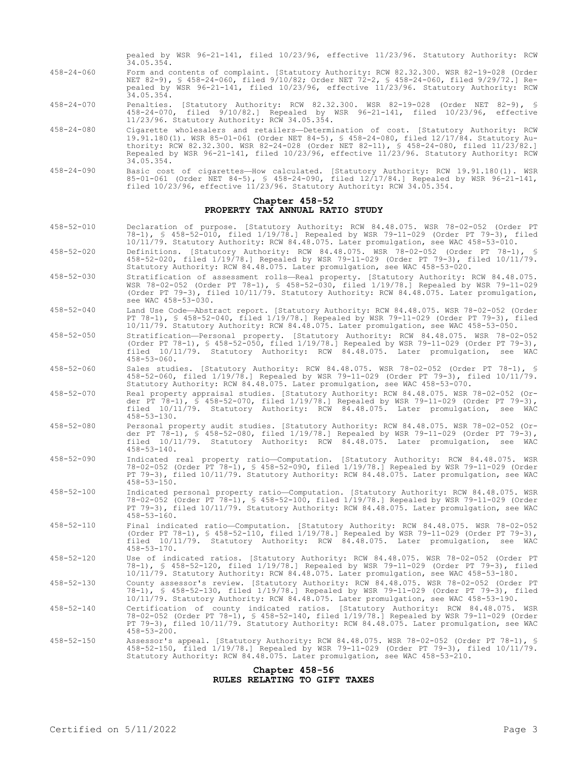pealed by WSR 96-21-141, filed 10/23/96, effective 11/23/96. Statutory Authority: RCW 34.05.354.

458-24-060 Form and contents of complaint. [Statutory Authority: RCW 82.32.300. WSR 82-19-028 (Order NET 82-9), § 458-24-060, filed 9/10/82; Order NET 72-2, § 458-24-060, filed 9/29/72.] Repealed by WSR 96-21-141, filed 10/23/96, effective 11/23/96. Statutory Authority: RCW 34.05.354.

458-24-070 Penalties. [Statutory Authority: RCW 82.32.300. WSR 82-19-028 (Order NET 82-9), § 458-24-070, filed 9/10/82.] Repealed by WSR 96-21-141, filed 10/23/96, effective 11/23/96. Statutory Authority: RCW 34.05.354.

458-24-080 Cigarette wholesalers and retailers—Determination of cost. [Statutory Authority: RCW 19.91.180(1). WSR 85-01-061 (Order NET 84-5), § 458-24-080, filed 12/17/84. Statutory Authority: RCW 82.32.300. WSR 82-24-028 (Order NET 82-11), § 458-24-080, filed 11/23/82.] Repealed by WSR 96-21-141, filed 10/23/96, effective 11/23/96. Statutory Authority: RCW 34.05.354.

458-24-090 Basic cost of cigarettes—How calculated. [Statutory Authority: RCW 19.91.180(1). WSR 85-01-061 (Order NET 84-5), § 458-24-090, filed 12/17/84.] Repealed by WSR 96-21-141, filed 10/23/96, effective 11/23/96. Statutory Authority: RCW 34.05.354.

## Chapter 458-52
## PROPERTY TAX ANNUAL RATIO STUDY

458-52-010 Declaration of purpose. [Statutory Authority: RCW 84.48.075. WSR 78-02-052 (Order PT 78-1), § 458-52-010, filed 1/19/78.] Repealed by WSR 79-11-029 (Order PT 79-3), filed 10/11/79. Statutory Authority: RCW 84.48.075. Later promulgation, see WAC 458-53-010.

458-52-020 Definitions. [Statutory Authority: RCW 84.48.075. WSR 78-02-052 (Order PT 78-1), § 458-52-020, filed 1/19/78.] Repealed by WSR 79-11-029 (Order PT 79-3), filed 10/11/79. Statutory Authority: RCW 84.48.075. Later promulgation, see WAC 458-53-020.

458-52-030 Stratification of assessment rolls—Real property. [Statutory Authority: RCW 84.48.075. WSR 78-02-052 (Order PT 78-1), § 458-52-030, filed 1/19/78.] Repealed by WSR 79-11-029 (Order PT 79-3), filed 10/11/79. Statutory Authority: RCW 84.48.075. Later promulgation, see WAC 458-53-030.

458-52-040 Land Use Code—Abstract report. [Statutory Authority: RCW 84.48.075. WSR 78-02-052 (Order PT 78-1), § 458-52-040, filed 1/19/78.] Repealed by WSR 79-11-029 (Order PT 79-3), filed 10/11/79. Statutory Authority: RCW 84.48.075. Later promulgation, see WAC 458-53-050.

458-52-050 Stratification—Personal property. [Statutory Authority: RCW 84.48.075. WSR 78-02-052 (Order PT 78-1), § 458-52-050, filed 1/19/78.] Repealed by WSR 79-11-029 (Order PT 79-3), filed 10/11/79. Statutory Authority: RCW 84.48.075. Later promulgation, see WAC 458-53-060.

458-52-060 Sales studies. [Statutory Authority: RCW 84.48.075. WSR 78-02-052 (Order PT 78-1), § 458-52-060, filed 1/19/78.] Repealed by WSR 79-11-029 (Order PT 79-3), filed 10/11/79. Statutory Authority: RCW 84.48.075. Later promulgation, see WAC 458-53-070.

458-52-070 Real property appraisal studies. [Statutory Authority: RCW 84.48.075. WSR 78-02-052 (Order PT 78-1), § 458-52-070, filed 1/19/78.] Repealed by WSR 79-11-029 (Order PT 79-3), filed 10/11/79. Statutory Authority: RCW 84.48.075. Later promulgation, see WAC 458-53-130.

458-52-080 Personal property audit studies. [Statutory Authority: RCW 84.48.075. WSR 78-02-052 (Order PT 78-1), § 458-52-080, filed 1/19/78.] Repealed by WSR 79-11-029 (Order PT 79-3), filed 10/11/79. Statutory Authority: RCW 84.48.075. Later promulgation, see WAC 458-53-140.

458-52-090 Indicated real property ratio—Computation. [Statutory Authority: RCW 84.48.075. WSR 78-02-052 (Order PT 78-1), § 458-52-090, filed 1/19/78.] Repealed by WSR 79-11-029 (Order PT 79-3), filed 10/11/79. Statutory Authority: RCW 84.48.075. Later promulgation, see WAC 458-53-150.

458-52-100 Indicated personal property ratio—Computation. [Statutory Authority: RCW 84.48.075. WSR 78-02-052 (Order PT 78-1), § 458-52-100, filed 1/19/78.] Repealed by WSR 79-11-029 (Order PT 79-3), filed 10/11/79. Statutory Authority: RCW 84.48.075. Later promulgation, see WAC 458-53-160.

458-52-110 Final indicated ratio—Computation. [Statutory Authority: RCW 84.48.075. WSR 78-02-052 (Order PT 78-1), § 458-52-110, filed 1/19/78.] Repealed by WSR 79-11-029 (Order PT 79-3), filed 10/11/79. Statutory Authority: RCW 84.48.075. Later promulgation, see WAC 458-53-170.

458-52-120 Use of indicated ratios. [Statutory Authority: RCW 84.48.075. WSR 78-02-052 (Order PT 78-1), § 458-52-120, filed 1/19/78.] Repealed by WSR 79-11-029 (Order PT 79-3), filed 10/11/79. Statutory Authority: RCW 84.48.075. Later promulgation, see WAC 458-53-180.

458-52-130 County assessor's review. [Statutory Authority: RCW 84.48.075. WSR 78-02-052 (Order PT 78-1), § 458-52-130, filed 1/19/78.] Repealed by WSR 79-11-029 (Order PT 79-3), filed 10/11/79. Statutory Authority: RCW 84.48.075. Later promulgation, see WAC 458-53-190.

458-52-140 Certification of county indicated ratios. [Statutory Authority: RCW 84.48.075. WSR 78-02-052 (Order PT 78-1), § 458-52-140, filed 1/19/78.] Repealed by WSR 79-11-029 (Order PT 79-3), filed 10/11/79. Statutory Authority: RCW 84.48.075. Later promulgation, see WAC 458-53-200.

458-52-150 Assessor's appeal. [Statutory Authority: RCW 84.48.075. WSR 78-02-052 (Order PT 78-1), § 458-52-150, filed 1/19/78.] Repealed by WSR 79-11-029 (Order PT 79-3), filed 10/11/79. Statutory Authority: RCW 84.48.075. Later promulgation, see WAC 458-53-210.

## Chapter 458-56
## RULES RELATING TO GIFT TAXES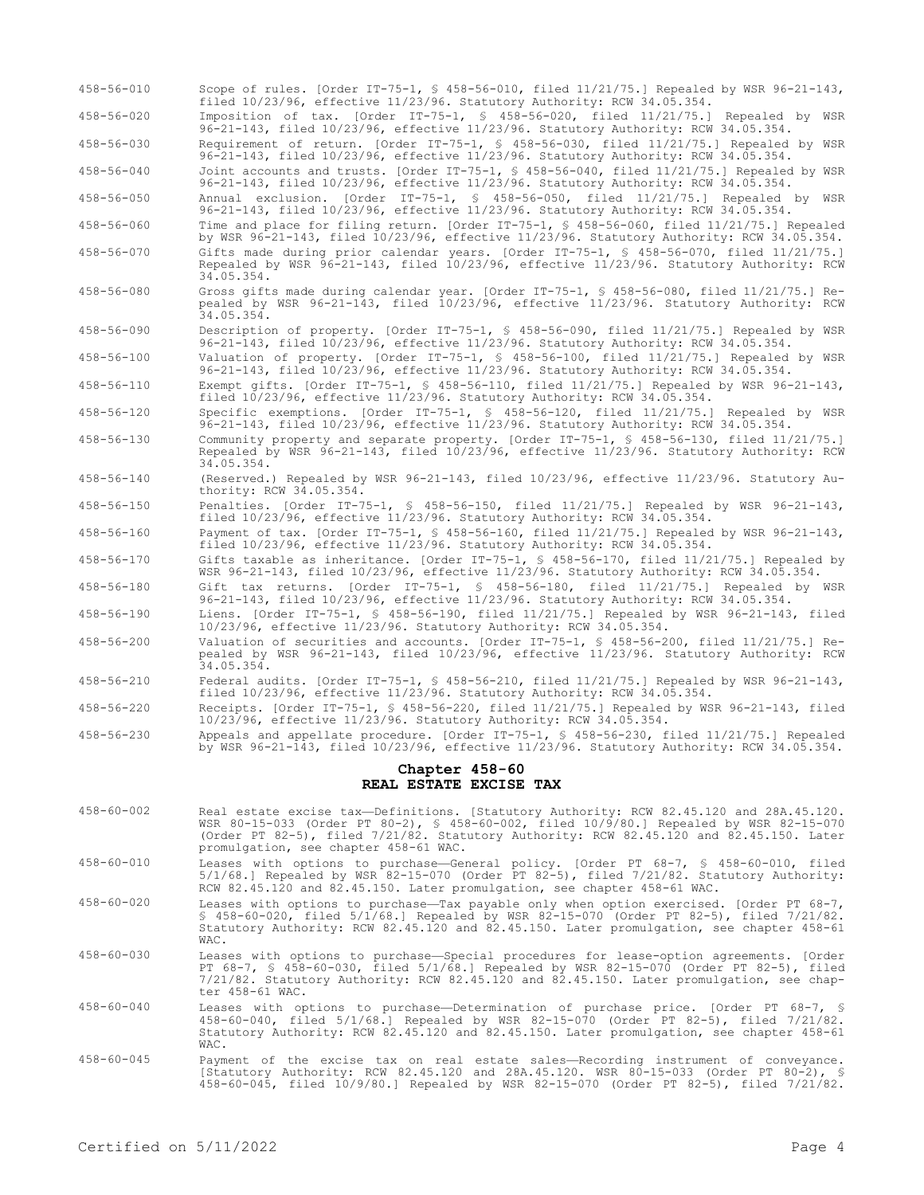458-56-010 Scope of rules. [Order IT-75-1, § 458-56-010, filed 11/21/75.] Repealed by WSR 96-21-143, filed 10/23/96, effective 11/23/96. Statutory Authority: RCW 34.05.354.

458-56-020 Imposition of tax. [Order IT-75-1, § 458-56-020, filed 11/21/75.] Repealed by WSR 96-21-143, filed 10/23/96, effective 11/23/96. Statutory Authority: RCW 34.05.354.

458-56-030 Requirement of return. [Order IT-75-1, § 458-56-030, filed 11/21/75.] Repealed by WSR 96-21-143, filed 10/23/96, effective 11/23/96. Statutory Authority: RCW 34.05.354.

458-56-040 Joint accounts and trusts. [Order IT-75-1, § 458-56-040, filed 11/21/75.] Repealed by WSR 96-21-143, filed 10/23/96, effective 11/23/96. Statutory Authority: RCW 34.05.354.

458-56-050 Annual exclusion. [Order IT-75-1, § 458-56-050, filed 11/21/75.] Repealed by WSR 96-21-143, filed 10/23/96, effective 11/23/96. Statutory Authority: RCW 34.05.354.

458-56-060 Time and place for filing return. [Order IT-75-1, § 458-56-060, filed 11/21/75.] Repealed by WSR 96-21-143, filed 10/23/96, effective 11/23/96. Statutory Authority: RCW 34.05.354.

458-56-070 Gifts made during prior calendar years. [Order IT-75-1, § 458-56-070, filed 11/21/75.] Repealed by WSR 96-21-143, filed 10/23/96, effective 11/23/96. Statutory Authority: RCW 34.05.354.

458-56-080 Gross gifts made during calendar year. [Order IT-75-1, § 458-56-080, filed 11/21/75.] Repealed by WSR 96-21-143, filed 10/23/96, effective 11/23/96. Statutory Authority: RCW 34.05.354.

458-56-090 Description of property. [Order IT-75-1, § 458-56-090, filed 11/21/75.] Repealed by WSR 96-21-143, filed 10/23/96, effective 11/23/96. Statutory Authority: RCW 34.05.354.

458-56-100 Valuation of property. [Order IT-75-1, § 458-56-100, filed 11/21/75.] Repealed by WSR 96-21-143, filed 10/23/96, effective 11/23/96. Statutory Authority: RCW 34.05.354.

458-56-110 Exempt gifts. [Order IT-75-1, § 458-56-110, filed 11/21/75.] Repealed by WSR 96-21-143, filed 10/23/96, effective 11/23/96. Statutory Authority: RCW 34.05.354.

458-56-120 Specific exemptions. [Order IT-75-1, § 458-56-120, filed 11/21/75.] Repealed by WSR 96-21-143, filed 10/23/96, effective 11/23/96. Statutory Authority: RCW 34.05.354.

458-56-130 Community property and separate property. [Order IT-75-1, § 458-56-130, filed 11/21/75.] Repealed by WSR 96-21-143, filed 10/23/96, effective 11/23/96. Statutory Authority: RCW 34.05.354.

458-56-140 (Reserved.) Repealed by WSR 96-21-143, filed 10/23/96, effective 11/23/96. Statutory Authority: RCW 34.05.354.

458-56-150 Penalties. [Order IT-75-1, § 458-56-150, filed 11/21/75.] Repealed by WSR 96-21-143, filed 10/23/96, effective 11/23/96. Statutory Authority: RCW 34.05.354.

458-56-160 Payment of tax. [Order IT-75-1, § 458-56-160, filed 11/21/75.] Repealed by WSR 96-21-143, filed 10/23/96, effective 11/23/96. Statutory Authority: RCW 34.05.354.

458-56-170 Gifts taxable as inheritance. [Order IT-75-1, § 458-56-170, filed 11/21/75.] Repealed by WSR 96-21-143, filed 10/23/96, effective 11/23/96. Statutory Authority: RCW 34.05.354.

458-56-180 Gift tax returns. [Order IT-75-1, § 458-56-180, filed 11/21/75.] Repealed by WSR 96-21-143, filed 10/23/96, effective 11/23/96. Statutory Authority: RCW 34.05.354.

458-56-190 Liens. [Order IT-75-1, § 458-56-190, filed 11/21/75.] Repealed by WSR 96-21-143, filed 10/23/96, effective 11/23/96. Statutory Authority: RCW 34.05.354.

458-56-200 Valuation of securities and accounts. [Order IT-75-1, § 458-56-200, filed 11/21/75.] Repealed by WSR 96-21-143, filed 10/23/96, effective 11/23/96. Statutory Authority: RCW 34.05.354.

458-56-210 Federal audits. [Order IT-75-1, § 458-56-210, filed 11/21/75.] Repealed by WSR 96-21-143, filed 10/23/96, effective 11/23/96. Statutory Authority: RCW 34.05.354.

458-56-220 Receipts. [Order IT-75-1, § 458-56-220, filed 11/21/75.] Repealed by WSR 96-21-143, filed 10/23/96, effective 11/23/96. Statutory Authority: RCW 34.05.354.

458-56-230 Appeals and appellate procedure. [Order IT-75-1, § 458-56-230, filed 11/21/75.] Repealed by WSR 96-21-143, filed 10/23/96, effective 11/23/96. Statutory Authority: RCW 34.05.354.

## Chapter 458-60
## REAL ESTATE EXCISE TAX

458-60-002 Real estate excise tax—Definitions. [Statutory Authority: RCW 82.45.120 and 28A.45.120. WSR 80-15-033 (Order PT 80-2), § 458-60-002, filed 10/9/80.] Repealed by WSR 82-15-070 (Order PT 82-5), filed 7/21/82. Statutory Authority: RCW 82.45.120 and 82.45.150. Later promulgation, see chapter 458-61 WAC.

458-60-010 Leases with options to purchase—General policy. [Order PT 68-7, § 458-60-010, filed 5/1/68.] Repealed by WSR 82-15-070 (Order PT 82-5), filed 7/21/82. Statutory Authority: RCW 82.45.120 and 82.45.150. Later promulgation, see chapter 458-61 WAC.

458-60-020 Leases with options to purchase—Tax payable only when option exercised. [Order PT 68-7, § 458-60-020, filed 5/1/68.] Repealed by WSR 82-15-070 (Order PT 82-5), filed 7/21/82. Statutory Authority: RCW 82.45.120 and 82.45.150. Later promulgation, see chapter 458-61 WAC.

458-60-030 Leases with options to purchase—Special procedures for lease-option agreements. [Order PT 68-7, § 458-60-030, filed 5/1/68.] Repealed by WSR 82-15-070 (Order PT 82-5), filed 7/21/82. Statutory Authority: RCW 82.45.120 and 82.45.150. Later promulgation, see chapter 458-61 WAC.

458-60-040 Leases with options to purchase—Determination of purchase price. [Order PT 68-7, § 458-60-040, filed 5/1/68.] Repealed by WSR 82-15-070 (Order PT 82-5), filed 7/21/82. Statutory Authority: RCW 82.45.120 and 82.45.150. Later promulgation, see chapter 458-61 WAC.

458-60-045 Payment of the excise tax on real estate sales—Recording instrument of conveyance. [Statutory Authority: RCW 82.45.120 and 28A.45.120. WSR 80-15-033 (Order PT 80-2), § 458-60-045, filed 10/9/80.] Repealed by WSR 82-15-070 (Order PT 82-5), filed 7/21/82.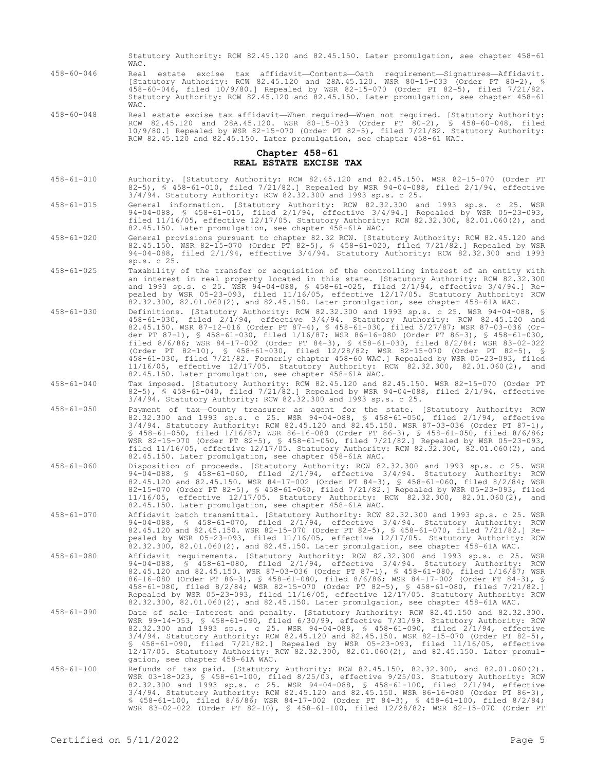Statutory Authority: RCW 82.45.120 and 82.45.150. Later promulgation, see chapter 458-61 WAC.

458-60-046 Real estate excise tax affidavit—Contents—Oath requirement—Signatures—Affidavit. [Statutory Authority: RCW 82.45.120 and 28A.45.120. WSR 80-15-033 (Order PT 80-2), § 458-60-046, filed 10/9/80.] Repealed by WSR 82-15-070 (Order PT 82-5), filed 7/21/82. Statutory Authority: RCW 82.45.120 and 82.45.150. Later promulgation, see chapter 458-61 WAC.

458-60-048 Real estate excise tax affidavit—When required—When not required. [Statutory Authority: RCW 82.45.120 and 28A.45.120. WSR 80-15-033 (Order PT 80-2), § 458-60-048, filed 10/9/80.] Repealed by WSR 82-15-070 (Order PT 82-5), filed 7/21/82. Statutory Authority: RCW 82.45.120 and 82.45.150. Later promulgation, see chapter 458-61 WAC.

## Chapter 458-61
## REAL ESTATE EXCISE TAX

458-61-010 Authority. [Statutory Authority: RCW 82.45.120 and 82.45.150. WSR 82-15-070 (Order PT 82-5), § 458-61-010, filed 7/21/82.] Repealed by WSR 94-04-088, filed 2/1/94, effective 3/4/94. Statutory Authority: RCW 82.32.300 and 1993 sp.s. c 25.

458-61-015 General information. [Statutory Authority: RCW 82.32.300 and 1993 sp.s. c 25. WSR 94-04-088, § 458-61-015, filed 2/1/94, effective 3/4/94.] Repealed by WSR 05-23-093, filed 11/16/05, effective 12/17/05. Statutory Authority: RCW 82.32.300, 82.01.060(2), and 82.45.150. Later promulgation, see chapter 458-61A WAC.

458-61-020 General provisions pursuant to chapter 82.32 RCW. [Statutory Authority: RCW 82.45.120 and 82.45.150. WSR 82-15-070 (Order PT 82-5), § 458-61-020, filed 7/21/82.] Repealed by WSR 94-04-088, filed 2/1/94, effective 3/4/94. Statutory Authority: RCW 82.32.300 and 1993 sp.s. c 25.

458-61-025 Taxability of the transfer or acquisition of the controlling interest of an entity with an interest in real property located in this state. [Statutory Authority: RCW 82.32.300 and 1993 sp.s. c 25. WSR 94-04-088, § 458-61-025, filed 2/1/94, effective 3/4/94.] Repealed by WSR 05-23-093, filed 11/16/05, effective 12/17/05. Statutory Authority: RCW 82.32.300, 82.01.060(2), and 82.45.150. Later promulgation, see chapter 458-61A WAC.

458-61-030 Definitions. [Statutory Authority: RCW 82.32.300 and 1993 sp.s. c 25. WSR 94-04-088, § 458-61-030, filed 2/1/94, effective 3/4/94. Statutory Authority: RCW 82.45.120 and 82.45.150. WSR 87-12-016 (Order PT 87-4), § 458-61-030, filed 5/27/87; WSR 87-03-036 (Order PT 87-1), § 458-61-030, filed 1/16/87; WSR 86-16-080 (Order PT 86-3), § 458-61-030, filed 8/6/86; WSR 84-17-002 (Order PT 84-3), § 458-61-030, filed 8/2/84; WSR 83-02-022 (Order PT 82-10), § 458-61-030, filed 12/28/82; WSR 82-15-070 (Order PT 82-5), § 458-61-030, filed 7/21/82. Formerly chapter 458-60 WAC.] Repealed by WSR 05-23-093, filed 11/16/05, effective 12/17/05. Statutory Authority: RCW 82.32.300, 82.01.060(2), and 82.45.150. Later promulgation, see chapter 458-61A WAC.

458-61-040 Tax imposed. [Statutory Authority: RCW 82.45.120 and 82.45.150. WSR 82-15-070 (Order PT 82-5), § 458-61-040, filed 7/21/82.] Repealed by WSR 94-04-088, filed 2/1/94, effective 3/4/94. Statutory Authority: RCW 82.32.300 and 1993 sp.s. c 25.

458-61-050 Payment of tax—County treasurer as agent for the state. [Statutory Authority: RCW 82.32.300 and 1993 sp.s. c 25. WSR 94-04-088, § 458-61-050, filed 2/1/94, effective 3/4/94. Statutory Authority: RCW 82.45.120 and 82.45.150. WSR 87-03-036 (Order PT 87-1), § 458-61-050, filed 1/16/87; WSR 86-16-080 (Order PT 86-3), § 458-61-050, filed 8/6/86; WSR 82-15-070 (Order PT 82-5), § 458-61-050, filed 7/21/82.] Repealed by WSR 05-23-093, filed 11/16/05, effective 12/17/05. Statutory Authority: RCW 82.32.300, 82.01.060(2), and 82.45.150. Later promulgation, see chapter 458-61A WAC.

458-61-060 Disposition of proceeds. [Statutory Authority: RCW 82.32.300 and 1993 sp.s. c 25. WSR 94-04-088, § 458-61-060, filed 2/1/94, effective 3/4/94. Statutory Authority: RCW 82.45.120 and 82.45.150. WSR 84-17-002 (Order PT 84-3), § 458-61-060, filed 8/2/84; WSR 82-15-070 (Order PT 82-5), § 458-61-060, filed 7/21/82.] Repealed by WSR 05-23-093, filed 11/16/05, effective 12/17/05. Statutory Authority: RCW 82.32.300, 82.01.060(2), and 82.45.150. Later promulgation, see chapter 458-61A WAC.

458-61-070 Affidavit batch transmittal. [Statutory Authority: RCW 82.32.300 and 1993 sp.s. c 25. WSR 94-04-088, § 458-61-070, filed 2/1/94, effective 3/4/94. Statutory Authority: RCW 82.45.120 and 82.45.150. WSR 82-15-070 (Order PT 82-5), § 458-61-070, filed 7/21/82.] Repealed by WSR 05-23-093, filed 11/16/05, effective 12/17/05. Statutory Authority: RCW 82.32.300, 82.01.060(2), and 82.45.150. Later promulgation, see chapter 458-61A WAC.

458-61-080 Affidavit requirements. [Statutory Authority: RCW 82.32.300 and 1993 sp.s. c 25. WSR 94-04-088, § 458-61-080, filed 2/1/94, effective 3/4/94. Statutory Authority: RCW 82.45.120 and 82.45.150. WSR 87-03-036 (Order PT 87-1), § 458-61-080, filed 1/16/87; WSR 86-16-080 (Order PT 86-3), § 458-61-080, filed 8/6/86; WSR 84-17-002 (Order PT 84-3), § 458-61-080, filed 8/2/84; WSR 82-15-070 (Order PT 82-5), § 458-61-080, filed 7/21/82.] Repealed by WSR 05-23-093, filed 11/16/05, effective 12/17/05. Statutory Authority: RCW 82.32.300, 82.01.060(2), and 82.45.150. Later promulgation, see chapter 458-61A WAC.

458-61-090 Date of sale—Interest and penalty. [Statutory Authority: RCW 82.45.150 and 82.32.300. WSR 99-14-053, § 458-61-090, filed 6/30/99, effective 7/31/99. Statutory Authority: RCW 82.32.300 and 1993 sp.s. c 25. WSR 94-04-088, § 458-61-090, filed 2/1/94, effective 3/4/94. Statutory Authority: RCW 82.45.120 and 82.45.150. WSR 82-15-070 (Order PT 82-5), § 458-61-090, filed 7/21/82.] Repealed by WSR 05-23-093, filed 11/16/05, effective 12/17/05. Statutory Authority: RCW 82.32.300, 82.01.060(2), and 82.45.150. Later promulgation, see chapter 458-61A WAC.

458-61-100 Refunds of tax paid. [Statutory Authority: RCW 82.45.150, 82.32.300, and 82.01.060(2). WSR 03-18-023, § 458-61-100, filed 8/25/03, effective 9/25/03. Statutory Authority: RCW 82.32.300 and 1993 sp.s. c 25. WSR 94-04-088, § 458-61-100, filed 2/1/94, effective 3/4/94. Statutory Authority: RCW 82.45.120 and 82.45.150. WSR 86-16-080 (Order PT 86-3), § 458-61-100, filed 8/6/86; WSR 84-17-002 (Order PT 84-3), § 458-61-100, filed 8/2/84; WSR 83-02-022 (Order PT 82-10), § 458-61-100, filed 12/28/82; WSR 82-15-070 (Order PT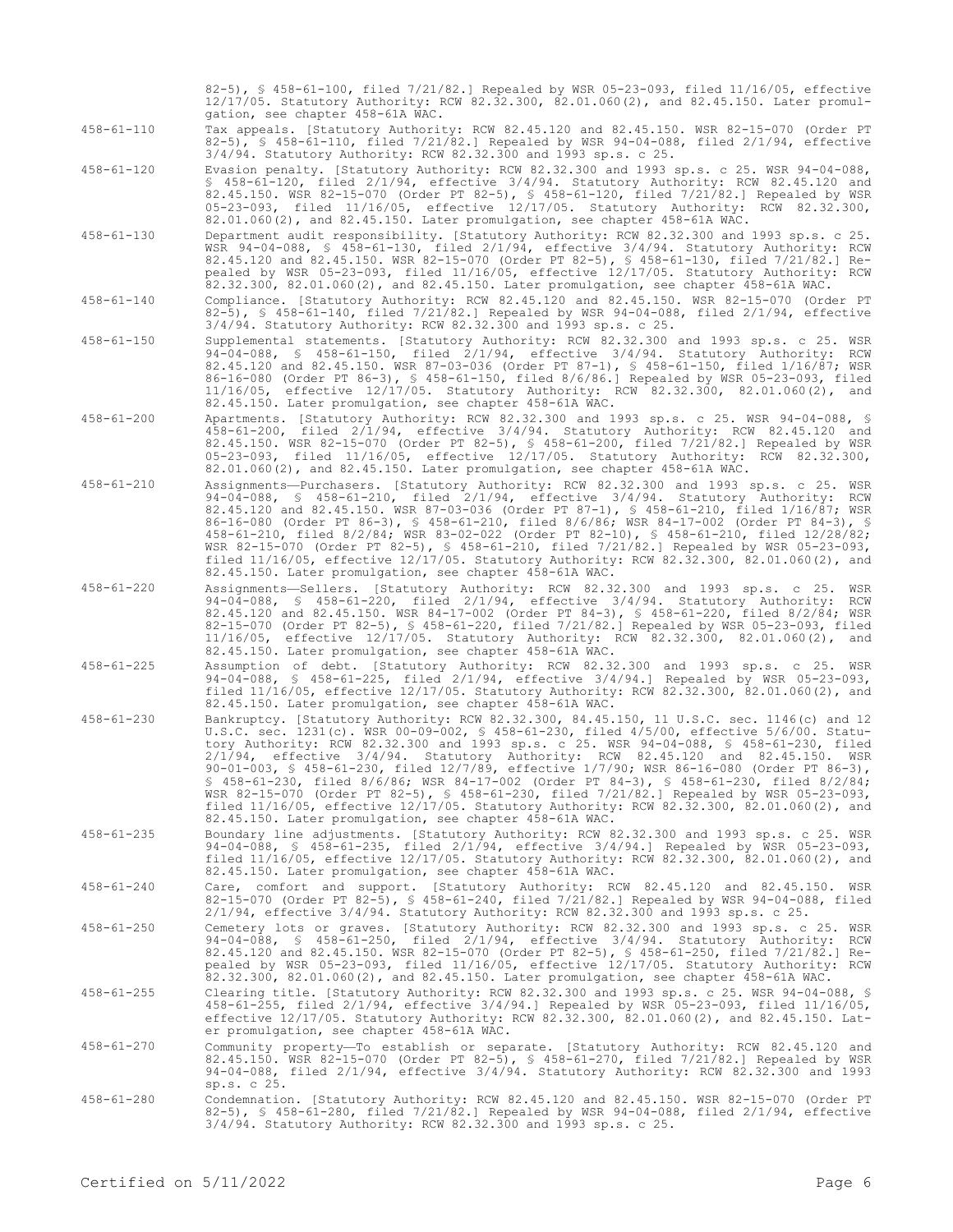82-5), § 458-61-100, filed 7/21/82.] Repealed by WSR 05-23-093, filed 11/16/05, effective 12/17/05. Statutory Authority: RCW 82.32.300, 82.01.060(2), and 82.45.150. Later promulgation, see chapter 458-61A WAC.

458-61-110 Tax appeals. [Statutory Authority: RCW 82.45.120 and 82.45.150. WSR 82-15-070 (Order PT 82-5), § 458-61-110, filed 7/21/82.] Repealed by WSR 94-04-088, filed 2/1/94, effective 3/4/94. Statutory Authority: RCW 82.32.300 and 1993 sp.s. c 25.

458-61-120 Evasion penalty. [Statutory Authority: RCW 82.32.300 and 1993 sp.s. c 25. WSR 94-04-088, § 458-61-120, filed 2/1/94, effective 3/4/94. Statutory Authority: RCW 82.45.120 and 82.45.150. WSR 82-15-070 (Order PT 82-5), § 458-61-120, filed 7/21/82.] Repealed by WSR 05-23-093, filed 11/16/05, effective 12/17/05. Statutory Authority: RCW 82.32.300, 82.01.060(2), and 82.45.150. Later promulgation, see chapter 458-61A WAC.

458-61-130 Department audit responsibility. [Statutory Authority: RCW 82.32.300 and 1993 sp.s. c 25. WSR 94-04-088, § 458-61-130, filed 2/1/94, effective 3/4/94. Statutory Authority: RCW 82.45.120 and 82.45.150. WSR 82-15-070 (Order PT 82-5), § 458-61-130, filed 7/21/82.] Repealed by WSR 05-23-093, filed 11/16/05, effective 12/17/05. Statutory Authority: RCW 82.32.300, 82.01.060(2), and 82.45.150. Later promulgation, see chapter 458-61A WAC.

458-61-140 Compliance. [Statutory Authority: RCW 82.45.120 and 82.45.150. WSR 82-15-070 (Order PT 82-5), § 458-61-140, filed 7/21/82.] Repealed by WSR 94-04-088, filed 2/1/94, effective 3/4/94. Statutory Authority: RCW 82.32.300 and 1993 sp.s. c 25.

458-61-150 Supplemental statements. [Statutory Authority: RCW 82.32.300 and 1993 sp.s. c 25. WSR 94-04-088, § 458-61-150, filed 2/1/94, effective 3/4/94. Statutory Authority: RCW 82.45.120 and 82.45.150. WSR 87-03-036 (Order PT 87-1), § 458-61-150, filed 1/16/87; WSR 86-16-080 (Order PT 86-3), § 458-61-150, filed 8/6/86.] Repealed by WSR 05-23-093, filed 11/16/05, effective 12/17/05. Statutory Authority: RCW 82.32.300, 82.01.060(2), and 82.45.150. Later promulgation, see chapter 458-61A WAC.

458-61-200 Apartments. [Statutory Authority: RCW 82.32.300 and 1993 sp.s. c 25. WSR 94-04-088, § 458-61-200, filed 2/1/94, effective 3/4/94. Statutory Authority: RCW 82.45.120 and 82.45.150. WSR 82-15-070 (Order PT 82-5), § 458-61-200, filed 7/21/82.] Repealed by WSR 05-23-093, filed 11/16/05, effective 12/17/05. Statutory Authority: RCW 82.32.300, 82.01.060(2), and 82.45.150. Later promulgation, see chapter 458-61A WAC.

458-61-210 Assignments—Purchasers. [Statutory Authority: RCW 82.32.300 and 1993 sp.s. c 25. WSR 94-04-088, § 458-61-210, filed 2/1/94, effective 3/4/94. Statutory Authority: RCW 82.45.120 and 82.45.150. WSR 87-03-036 (Order PT 87-1), § 458-61-210, filed 1/16/87; WSR 86-16-080 (Order PT 86-3), § 458-61-210, filed 8/6/86; WSR 84-17-002 (Order PT 84-3), § 458-61-210, filed 8/2/84; WSR 83-02-022 (Order PT 82-10), § 458-61-210, filed 12/28/82; WSR 82-15-070 (Order PT 82-5), § 458-61-210, filed 7/21/82.] Repealed by WSR 05-23-093, filed 11/16/05, effective 12/17/05. Statutory Authority: RCW 82.32.300, 82.01.060(2), and 82.45.150. Later promulgation, see chapter 458-61A WAC.

458-61-220 Assignments—Sellers. [Statutory Authority: RCW 82.32.300 and 1993 sp.s. c 25. WSR 94-04-088, § 458-61-220, filed 2/1/94, effective 3/4/94. Statutory Authority: RCW 82.45.120 and 82.45.150. WSR 84-17-002 (Order PT 84-3), § 458-61-220, filed 8/2/84; WSR 82-15-070 (Order PT 82-5), § 458-61-220, filed 7/21/82.] Repealed by WSR 05-23-093, filed 11/16/05, effective 12/17/05. Statutory Authority: RCW 82.32.300, 82.01.060(2), and 82.45.150. Later promulgation, see chapter 458-61A WAC.

458-61-225 Assumption of debt. [Statutory Authority: RCW 82.32.300 and 1993 sp.s. c 25. WSR 94-04-088, § 458-61-225, filed 2/1/94, effective 3/4/94.] Repealed by WSR 05-23-093, filed 11/16/05, effective 12/17/05. Statutory Authority: RCW 82.32.300, 82.01.060(2), and 82.45.150. Later promulgation, see chapter 458-61A WAC.

458-61-230 Bankruptcy. [Statutory Authority: RCW 82.32.300, 84.45.150, 11 U.S.C. sec. 1146(c) and 12 U.S.C. sec. 1231(c). WSR 00-09-002, § 458-61-230, filed 4/5/00, effective 5/6/00. Statutory Authority: RCW 82.32.300 and 1993 sp.s. c 25. WSR 94-04-088, § 458-61-230, filed 2/1/94, effective 3/4/94. Statutory Authority: RCW 82.45.120 and 82.45.150. WSR 90-01-003, § 458-61-230, filed 12/7/89, effective 1/7/90; WSR 86-16-080 (Order PT 86-3), § 458-61-230, filed 8/6/86; WSR 84-17-002 (Order PT 84-3), § 458-61-230, filed 8/2/84; WSR 82-15-070 (Order PT 82-5), § 458-61-230, filed 7/21/82.] Repealed by WSR 05-23-093, filed 11/16/05, effective 12/17/05. Statutory Authority: RCW 82.32.300, 82.01.060(2), and 82.45.150. Later promulgation, see chapter 458-61A WAC.

458-61-235 Boundary line adjustments. [Statutory Authority: RCW 82.32.300 and 1993 sp.s. c 25. WSR 94-04-088, § 458-61-235, filed 2/1/94, effective 3/4/94.] Repealed by WSR 05-23-093, filed 11/16/05, effective 12/17/05. Statutory Authority: RCW 82.32.300, 82.01.060(2), and 82.45.150. Later promulgation, see chapter 458-61A WAC.

458-61-240 Care, comfort and support. [Statutory Authority: RCW 82.45.120 and 82.45.150. WSR 82-15-070 (Order PT 82-5), § 458-61-240, filed 7/21/82.] Repealed by WSR 94-04-088, filed 2/1/94, effective 3/4/94. Statutory Authority: RCW 82.32.300 and 1993 sp.s. c 25.

458-61-250 Cemetery lots or graves. [Statutory Authority: RCW 82.32.300 and 1993 sp.s. c 25. WSR 94-04-088, § 458-61-250, filed 2/1/94, effective 3/4/94. Statutory Authority: RCW 82.45.120 and 82.45.150. WSR 82-15-070 (Order PT 82-5), § 458-61-250, filed 7/21/82.] Repealed by WSR 05-23-093, filed 11/16/05, effective 12/17/05. Statutory Authority: RCW 82.32.300, 82.01.060(2), and 82.45.150. Later promulgation, see chapter 458-61A WAC.

458-61-255 Clearing title. [Statutory Authority: RCW 82.32.300 and 1993 sp.s. c 25. WSR 94-04-088, § 458-61-255, filed 2/1/94, effective 3/4/94.] Repealed by WSR 05-23-093, filed 11/16/05, effective 12/17/05. Statutory Authority: RCW 82.32.300, 82.01.060(2), and 82.45.150. Later promulgation, see chapter 458-61A WAC.

458-61-270 Community property—To establish or separate. [Statutory Authority: RCW 82.45.120 and 82.45.150. WSR 82-15-070 (Order PT 82-5), § 458-61-270, filed 7/21/82.] Repealed by WSR 94-04-088, filed 2/1/94, effective 3/4/94. Statutory Authority: RCW 82.32.300 and 1993 sp.s. c 25.

458-61-280 Condemnation. [Statutory Authority: RCW 82.45.120 and 82.45.150. WSR 82-15-070 (Order PT 82-5), § 458-61-280, filed 7/21/82.] Repealed by WSR 94-04-088, filed 2/1/94, effective 3/4/94. Statutory Authority: RCW 82.32.300 and 1993 sp.s. c 25.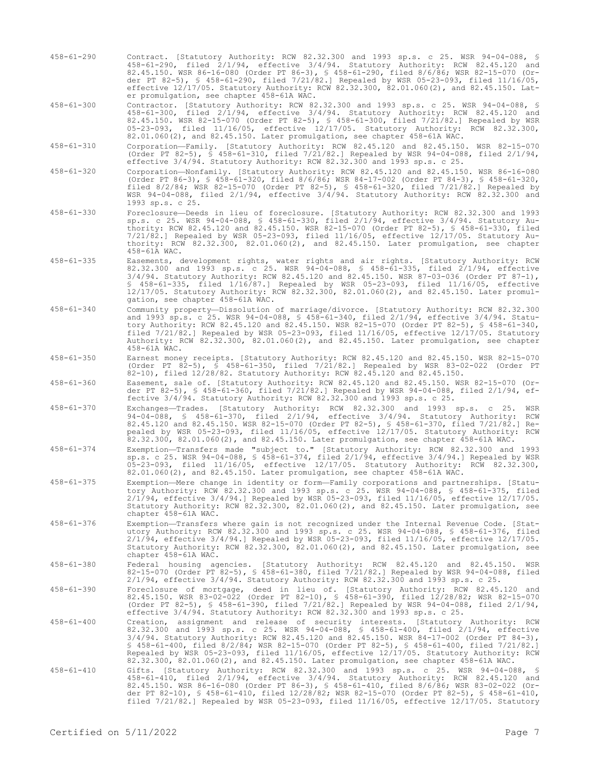458-61-290 Contract. [Statutory Authority: RCW 82.32.300 and 1993 sp.s. c 25. WSR 94-04-088, § 458-61-290, filed 2/1/94, effective 3/4/94. Statutory Authority: RCW 82.45.120 and 82.45.150. WSR 86-16-080 (Order PT 86-3), § 458-61-290, filed 8/6/86; WSR 82-15-070 (Order PT 82-5), § 458-61-290, filed 7/21/82.] Repealed by WSR 05-23-093, filed 11/16/05, effective 12/17/05. Statutory Authority: RCW 82.32.300, 82.01.060(2), and 82.45.150. Later promulgation, see chapter 458-61A WAC.

458-61-300 Contractor. [Statutory Authority: RCW 82.32.300 and 1993 sp.s. c 25. WSR 94-04-088, § 458-61-300, filed 2/1/94, effective 3/4/94. Statutory Authority: RCW 82.45.120 and 82.45.150. WSR 82-15-070 (Order PT 82-5), § 458-61-300, filed 7/21/82.] Repealed by WSR 05-23-093, filed 11/16/05, effective 12/17/05. Statutory Authority: RCW 82.32.300, 82.01.060(2), and 82.45.150. Later promulgation, see chapter 458-61A WAC.

458-61-310 Corporation—Family. [Statutory Authority: RCW 82.45.120 and 82.45.150. WSR 82-15-070 (Order PT 82-5), § 458-61-310, filed 7/21/82.] Repealed by WSR 94-04-088, filed 2/1/94, effective 3/4/94. Statutory Authority: RCW 82.32.300 and 1993 sp.s. c 25.

458-61-320 Corporation—Nonfamily. [Statutory Authority: RCW 82.45.120 and 82.45.150. WSR 86-16-080 (Order PT 86-3), § 458-61-320, filed 8/6/86; WSR 84-17-002 (Order PT 84-3), § 458-61-320, filed 8/2/84; WSR 82-15-070 (Order PT 82-5), § 458-61-320, filed 7/21/82.] Repealed by WSR 94-04-088, filed 2/1/94, effective 3/4/94. Statutory Authority: RCW 82.32.300 and 1993 sp.s. c 25.

458-61-330 Foreclosure—Deeds in lieu of foreclosure. [Statutory Authority: RCW 82.32.300 and 1993 sp.s. c 25. WSR 94-04-088, § 458-61-330, filed 2/1/94, effective 3/4/94. Statutory Authority: RCW 82.45.120 and 82.45.150. WSR 82-15-070 (Order PT 82-5), § 458-61-330, filed 7/21/82.] Repealed by WSR 05-23-093, filed 11/16/05, effective 12/17/05. Statutory Authority: RCW 82.32.300, 82.01.060(2), and 82.45.150. Later promulgation, see chapter 458-61A WAC.

458-61-335 Easements, development rights, water rights and air rights. [Statutory Authority: RCW 82.32.300 and 1993 sp.s. c 25. WSR 94-04-088, § 458-61-335, filed 2/1/94, effective 3/4/94. Statutory Authority: RCW 82.45.120 and 82.45.150. WSR 87-03-036 (Order PT 87-1), § 458-61-335, filed 1/16/87.] Repealed by WSR 05-23-093, filed 11/16/05, effective 12/17/05. Statutory Authority: RCW 82.32.300, 82.01.060(2), and 82.45.150. Later promulgation, see chapter 458-61A WAC.

458-61-340 Community property—Dissolution of marriage/divorce. [Statutory Authority: RCW 82.32.300 and 1993 sp.s. c 25. WSR 94-04-088, § 458-61-340, filed 2/1/94, effective 3/4/94. Statutory Authority: RCW 82.45.120 and 82.45.150. WSR 82-15-070 (Order PT 82-5), § 458-61-340, filed 7/21/82.] Repealed by WSR 05-23-093, filed 11/16/05, effective 12/17/05. Statutory Authority: RCW 82.32.300, 82.01.060(2), and 82.45.150. Later promulgation, see chapter 458-61A WAC.

458-61-350 Earnest money receipts. [Statutory Authority: RCW 82.45.120 and 82.45.150. WSR 82-15-070 (Order PT 82-5), § 458-61-350, filed 7/21/82.] Repealed by WSR 83-02-022 (Order PT 82-10), filed 12/28/82. Statutory Authority: RCW 82.45.120 and 82.45.150.

458-61-360 Easement, sale of. [Statutory Authority: RCW 82.45.120 and 82.45.150. WSR 82-15-070 (Order PT 82-5), § 458-61-360, filed 7/21/82.] Repealed by WSR 94-04-088, filed 2/1/94, effective 3/4/94. Statutory Authority: RCW 82.32.300 and 1993 sp.s. c 25.

458-61-370 Exchanges—Trades. [Statutory Authority: RCW 82.32.300 and 1993 sp.s. c 25. WSR 94-04-088, § 458-61-370, filed 2/1/94, effective 3/4/94. Statutory Authority: RCW 82.45.120 and 82.45.150. WSR 82-15-070 (Order PT 82-5), § 458-61-370, filed 7/21/82.] Repealed by WSR 05-23-093, filed 11/16/05, effective 12/17/05. Statutory Authority: RCW 82.32.300, 82.01.060(2), and 82.45.150. Later promulgation, see chapter 458-61A WAC.

458-61-374 Exemption—Transfers made "subject to." [Statutory Authority: RCW 82.32.300 and 1993 sp.s. c 25. WSR 94-04-088, § 458-61-374, filed 2/1/94, effective 3/4/94.] Repealed by WSR 05-23-093, filed 11/16/05, effective 12/17/05. Statutory Authority: RCW 82.32.300, 82.01.060(2), and 82.45.150. Later promulgation, see chapter 458-61A WAC.

458-61-375 Exemption—Mere change in identity or form—Family corporations and partnerships. [Statutory Authority: RCW 82.32.300 and 1993 sp.s. c 25. WSR 94-04-088, § 458-61-375, filed 2/1/94, effective 3/4/94.] Repealed by WSR 05-23-093, filed 11/16/05, effective 12/17/05. Statutory Authority: RCW 82.32.300, 82.01.060(2), and 82.45.150. Later promulgation, see chapter 458-61A WAC.

458-61-376 Exemption—Transfers where gain is not recognized under the Internal Revenue Code. [Statutory Authority: RCW 82.32.300 and 1993 sp.s. c 25. WSR 94-04-088, § 458-61-376, filed 2/1/94, effective 3/4/94.] Repealed by WSR 05-23-093, filed 11/16/05, effective 12/17/05. Statutory Authority: RCW 82.32.300, 82.01.060(2), and 82.45.150. Later promulgation, see chapter 458-61A WAC.

458-61-380 Federal housing agencies. [Statutory Authority: RCW 82.45.120 and 82.45.150. WSR 82-15-070 (Order PT 82-5), § 458-61-380, filed 7/21/82.] Repealed by WSR 94-04-088, filed 2/1/94, effective 3/4/94. Statutory Authority: RCW 82.32.300 and 1993 sp.s. c 25.

458-61-390 Foreclosure of mortgage, deed in lieu of. [Statutory Authority: RCW 82.45.120 and 82.45.150. WSR 83-02-022 (Order PT 82-10), § 458-61-390, filed 12/28/82; WSR 82-15-070 (Order PT 82-5), § 458-61-390, filed 7/21/82.] Repealed by WSR 94-04-088, filed 2/1/94, effective 3/4/94. Statutory Authority: RCW 82.32.300 and 1993 sp.s. c 25.

458-61-400 Creation, assignment and release of security interests. [Statutory Authority: RCW 82.32.300 and 1993 sp.s. c 25. WSR 94-04-088, § 458-61-400, filed 2/1/94, effective 3/4/94. Statutory Authority: RCW 82.45.120 and 82.45.150. WSR 84-17-002 (Order PT 84-3), § 458-61-400, filed 8/2/84; WSR 82-15-070 (Order PT 82-5), § 458-61-400, filed 7/21/82.] Repealed by WSR 05-23-093, filed 11/16/05, effective 12/17/05. Statutory Authority: RCW 82.32.300, 82.01.060(2), and 82.45.150. Later promulgation, see chapter 458-61A WAC.

458-61-410 Gifts. [Statutory Authority: RCW 82.32.300 and 1993 sp.s. c 25. WSR 94-04-088, § 458-61-410, filed 2/1/94, effective 3/4/94. Statutory Authority: RCW 82.45.120 and 82.45.150. WSR 86-16-080 (Order PT 86-3), § 458-61-410, filed 8/6/86; WSR 83-02-022 (Order PT 82-10), § 458-61-410, filed 12/28/82; WSR 82-15-070 (Order PT 82-5), § 458-61-410, filed 7/21/82.] Repealed by WSR 05-23-093, filed 11/16/05, effective 12/17/05. Statutory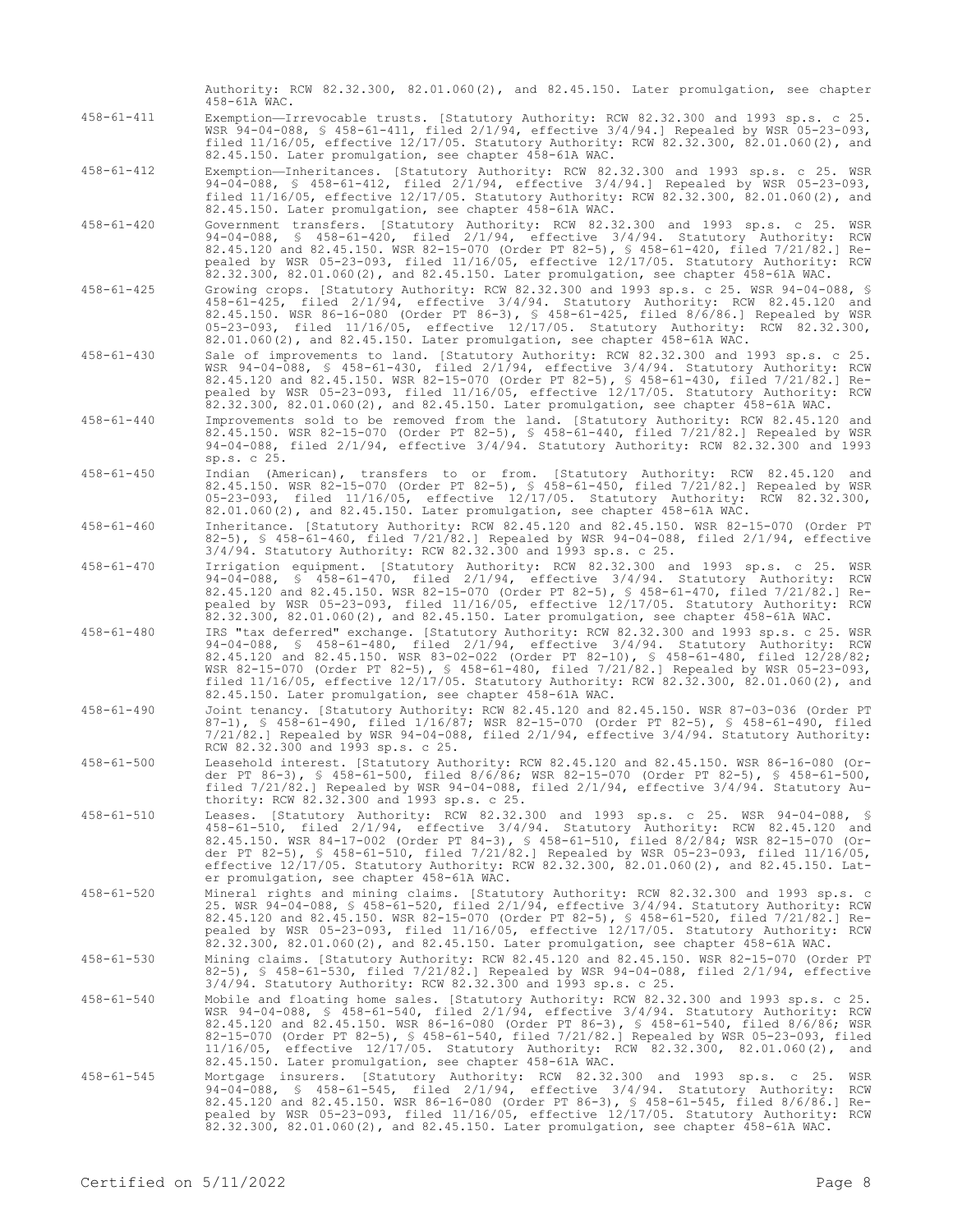Authority: RCW 82.32.300, 82.01.060(2), and 82.45.150. Later promulgation, see chapter 458-61A WAC.

458-61-411 Exemption—Irrevocable trusts. [Statutory Authority: RCW 82.32.300 and 1993 sp.s. c 25. WSR 94-04-088, § 458-61-411, filed 2/1/94, effective 3/4/94.] Repealed by WSR 05-23-093, filed 11/16/05, effective 12/17/05. Statutory Authority: RCW 82.32.300, 82.01.060(2), and 82.45.150. Later promulgation, see chapter 458-61A WAC.

458-61-412 Exemption—Inheritances. [Statutory Authority: RCW 82.32.300 and 1993 sp.s. c 25. WSR 94-04-088, § 458-61-412, filed 2/1/94, effective 3/4/94.] Repealed by WSR 05-23-093, filed 11/16/05, effective 12/17/05. Statutory Authority: RCW 82.32.300, 82.01.060(2), and 82.45.150. Later promulgation, see chapter 458-61A WAC.

458-61-420 Government transfers. [Statutory Authority: RCW 82.32.300 and 1993 sp.s. c 25. WSR 94-04-088, § 458-61-420, filed 2/1/94, effective 3/4/94. Statutory Authority: RCW 82.45.120 and 82.45.150. WSR 82-15-070 (Order PT 82-5), § 458-61-420, filed 7/21/82.] Repealed by WSR 05-23-093, filed 11/16/05, effective 12/17/05. Statutory Authority: RCW 82.32.300, 82.01.060(2), and 82.45.150. Later promulgation, see chapter 458-61A WAC.

458-61-425 Growing crops. [Statutory Authority: RCW 82.32.300 and 1993 sp.s. c 25. WSR 94-04-088, § 458-61-425, filed 2/1/94, effective 3/4/94. Statutory Authority: RCW 82.45.120 and 82.45.150. WSR 86-16-080 (Order PT 86-3), § 458-61-425, filed 8/6/86.] Repealed by WSR 05-23-093, filed 11/16/05, effective 12/17/05. Statutory Authority: RCW 82.32.300, 82.01.060(2), and 82.45.150. Later promulgation, see chapter 458-61A WAC.

458-61-430 Sale of improvements to land. [Statutory Authority: RCW 82.32.300 and 1993 sp.s. c 25. WSR 94-04-088, § 458-61-430, filed 2/1/94, effective 3/4/94. Statutory Authority: RCW 82.45.120 and 82.45.150. WSR 82-15-070 (Order PT 82-5), § 458-61-430, filed 7/21/82.] Repealed by WSR 05-23-093, filed 11/16/05, effective 12/17/05. Statutory Authority: RCW 82.32.300, 82.01.060(2), and 82.45.150. Later promulgation, see chapter 458-61A WAC.

458-61-440 Improvements sold to be removed from the land. [Statutory Authority: RCW 82.45.120 and 82.45.150. WSR 82-15-070 (Order PT 82-5), § 458-61-440, filed 7/21/82.] Repealed by WSR 94-04-088, filed 2/1/94, effective 3/4/94. Statutory Authority: RCW 82.32.300 and 1993 sp.s. c 25.

458-61-450 Indian (American), transfers to or from. [Statutory Authority: RCW 82.45.120 and 82.45.150. WSR 82-15-070 (Order PT 82-5), § 458-61-450, filed 7/21/82.] Repealed by WSR 05-23-093, filed 11/16/05, effective 12/17/05. Statutory Authority: RCW 82.32.300, 82.01.060(2), and 82.45.150. Later promulgation, see chapter 458-61A WAC.

458-61-460 Inheritance. [Statutory Authority: RCW 82.45.120 and 82.45.150. WSR 82-15-070 (Order PT 82-5), § 458-61-460, filed 7/21/82.] Repealed by WSR 94-04-088, filed 2/1/94, effective 3/4/94. Statutory Authority: RCW 82.32.300 and 1993 sp.s. c 25.

458-61-470 Irrigation equipment. [Statutory Authority: RCW 82.32.300 and 1993 sp.s. c 25. WSR 94-04-088, § 458-61-470, filed 2/1/94, effective 3/4/94. Statutory Authority: RCW 82.45.120 and 82.45.150. WSR 82-15-070 (Order PT 82-5), § 458-61-470, filed 7/21/82.] Repealed by WSR 05-23-093, filed 11/16/05, effective 12/17/05. Statutory Authority: RCW 82.32.300, 82.01.060(2), and 82.45.150. Later promulgation, see chapter 458-61A WAC.

458-61-480 IRS "tax deferred" exchange. [Statutory Authority: RCW 82.32.300 and 1993 sp.s. c 25. WSR 94-04-088, § 458-61-480, filed 2/1/94, effective 3/4/94. Statutory Authority: RCW 82.45.120 and 82.45.150. WSR 83-02-022 (Order PT 82-10), § 458-61-480, filed 12/28/82; WSR 82-15-070 (Order PT 82-5), § 458-61-480, filed 7/21/82.] Repealed by WSR 05-23-093, filed 11/16/05, effective 12/17/05. Statutory Authority: RCW 82.32.300, 82.01.060(2), and 82.45.150. Later promulgation, see chapter 458-61A WAC.

458-61-490 Joint tenancy. [Statutory Authority: RCW 82.45.120 and 82.45.150. WSR 87-03-036 (Order PT 87-1), § 458-61-490, filed 1/16/87; WSR 82-15-070 (Order PT 82-5), § 458-61-490, filed 7/21/82.] Repealed by WSR 94-04-088, filed 2/1/94, effective 3/4/94. Statutory Authority: RCW 82.32.300 and 1993 sp.s. c 25.

458-61-500 Leasehold interest. [Statutory Authority: RCW 82.45.120 and 82.45.150. WSR 86-16-080 (Order PT 86-3), § 458-61-500, filed 8/6/86; WSR 82-15-070 (Order PT 82-5), § 458-61-500, filed 7/21/82.] Repealed by WSR 94-04-088, filed 2/1/94, effective 3/4/94. Statutory Authority: RCW 82.32.300 and 1993 sp.s. c 25.

458-61-510 Leases. [Statutory Authority: RCW 82.32.300 and 1993 sp.s. c 25. WSR 94-04-088, § 458-61-510, filed 2/1/94, effective 3/4/94. Statutory Authority: RCW 82.45.120 and 82.45.150. WSR 84-17-002 (Order PT 84-3), § 458-61-510, filed 8/2/84; WSR 82-15-070 (Order PT 82-5), § 458-61-510, filed 7/21/82.] Repealed by WSR 05-23-093, filed 11/16/05, effective 12/17/05. Statutory Authority: RCW 82.32.300, 82.01.060(2), and 82.45.150. Later promulgation, see chapter 458-61A WAC.

458-61-520 Mineral rights and mining claims. [Statutory Authority: RCW 82.32.300 and 1993 sp.s. c 25. WSR 94-04-088, § 458-61-520, filed 2/1/94, effective 3/4/94. Statutory Authority: RCW 82.45.120 and 82.45.150. WSR 82-15-070 (Order PT 82-5), § 458-61-520, filed 7/21/82.] Repealed by WSR 05-23-093, filed 11/16/05, effective 12/17/05. Statutory Authority: RCW 82.32.300, 82.01.060(2), and 82.45.150. Later promulgation, see chapter 458-61A WAC.

458-61-530 Mining claims. [Statutory Authority: RCW 82.45.120 and 82.45.150. WSR 82-15-070 (Order PT 82-5), § 458-61-530, filed 7/21/82.] Repealed by WSR 94-04-088, filed 2/1/94, effective 3/4/94. Statutory Authority: RCW 82.32.300 and 1993 sp.s. c 25.

458-61-540 Mobile and floating home sales. [Statutory Authority: RCW 82.32.300 and 1993 sp.s. c 25. WSR 94-04-088, § 458-61-540, filed 2/1/94, effective 3/4/94. Statutory Authority: RCW 82.45.120 and 82.45.150. WSR 86-16-080 (Order PT 86-3), § 458-61-540, filed 8/6/86; WSR 82-15-070 (Order PT 82-5), § 458-61-540, filed 7/21/82.] Repealed by WSR 05-23-093, filed 11/16/05, effective 12/17/05. Statutory Authority: RCW 82.32.300, 82.01.060(2), and 82.45.150. Later promulgation, see chapter 458-61A WAC.

458-61-545 Mortgage insurers. [Statutory Authority: RCW 82.32.300 and 1993 sp.s. c 25. WSR 94-04-088, § 458-61-545, filed 2/1/94, effective 3/4/94. Statutory Authority: RCW 82.45.120 and 82.45.150. WSR 86-16-080 (Order PT 86-3), § 458-61-545, filed 8/6/86.] Repealed by WSR 05-23-093, filed 11/16/05, effective 12/17/05. Statutory Authority: RCW 82.32.300, 82.01.060(2), and 82.45.150. Later promulgation, see chapter 458-61A WAC.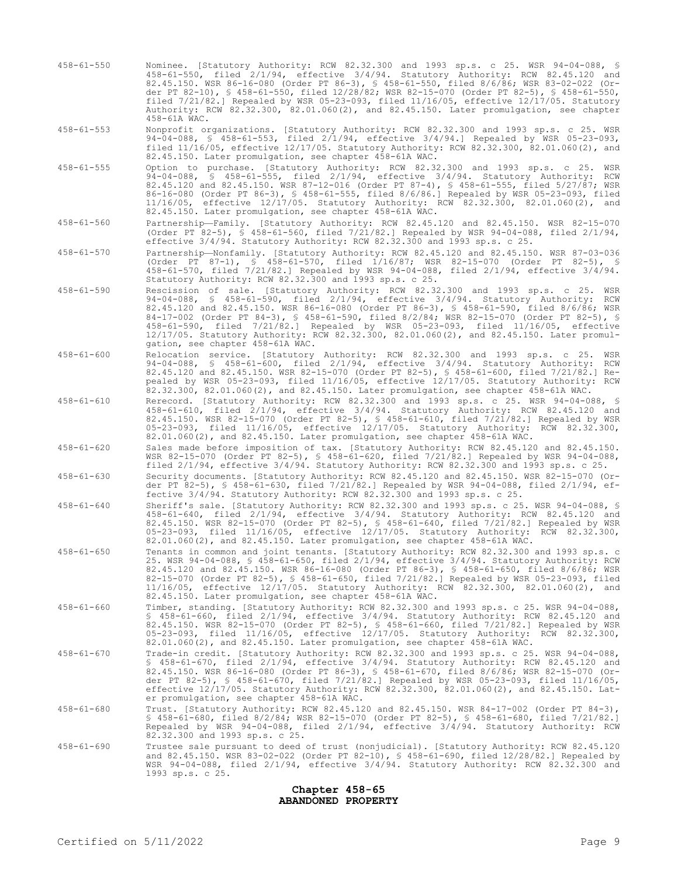458-61-550 Nominee. [Statutory Authority: RCW 82.32.300 and 1993 sp.s. c 25. WSR 94-04-088, § 458-61-550, filed 2/1/94, effective 3/4/94. Statutory Authority: RCW 82.45.120 and 82.45.150. WSR 86-16-080 (Order PT 86-3), § 458-61-550, filed 8/6/86; WSR 83-02-022 (Order PT 82-10), § 458-61-550, filed 12/28/82; WSR 82-15-070 (Order PT 82-5), § 458-61-550, filed 7/21/82.] Repealed by WSR 05-23-093, filed 11/16/05, effective 12/17/05. Statutory Authority: RCW 82.32.300, 82.01.060(2), and 82.45.150. Later promulgation, see chapter 458-61A WAC.

458-61-553 Nonprofit organizations. [Statutory Authority: RCW 82.32.300 and 1993 sp.s. c 25. WSR 94-04-088, § 458-61-553, filed 2/1/94, effective 3/4/94.] Repealed by WSR 05-23-093, filed 11/16/05, effective 12/17/05. Statutory Authority: RCW 82.32.300, 82.01.060(2), and 82.45.150. Later promulgation, see chapter 458-61A WAC.

458-61-555 Option to purchase. [Statutory Authority: RCW 82.32.300 and 1993 sp.s. c 25. WSR 94-04-088, § 458-61-555, filed 2/1/94, effective 3/4/94. Statutory Authority: RCW 82.45.120 and 82.45.150. WSR 87-12-016 (Order PT 87-4), § 458-61-555, filed 5/27/87; WSR 86-16-080 (Order PT 86-3), § 458-61-555, filed 8/6/86.] Repealed by WSR 05-23-093, filed 11/16/05, effective 12/17/05. Statutory Authority: RCW 82.32.300, 82.01.060(2), and 82.45.150. Later promulgation, see chapter 458-61A WAC.

458-61-560 Partnership—Family. [Statutory Authority: RCW 82.45.120 and 82.45.150. WSR 82-15-070 (Order PT 82-5), § 458-61-560, filed 7/21/82.] Repealed by WSR 94-04-088, filed 2/1/94, effective 3/4/94. Statutory Authority: RCW 82.32.300 and 1993 sp.s. c 25.

458-61-570 Partnership—Nonfamily. [Statutory Authority: RCW 82.45.120 and 82.45.150. WSR 87-03-036 (Order PT 87-1), § 458-61-570, filed 1/16/87; WSR 82-15-070 (Order PT 82-5), § 458-61-570, filed 7/21/82.] Repealed by WSR 94-04-088, filed 2/1/94, effective 3/4/94. Statutory Authority: RCW 82.32.300 and 1993 sp.s. c 25.

458-61-590 Rescission of sale. [Statutory Authority: RCW 82.32.300 and 1993 sp.s. c 25. WSR 94-04-088, § 458-61-590, filed 2/1/94, effective 3/4/94. Statutory Authority: RCW 82.45.120 and 82.45.150. WSR 86-16-080 (Order PT 86-3), § 458-61-590, filed 8/6/86; WSR 84-17-002 (Order PT 84-3), § 458-61-590, filed 8/2/84; WSR 82-15-070 (Order PT 82-5), § 458-61-590, filed 7/21/82.] Repealed by WSR 05-23-093, filed 11/16/05, effective 12/17/05. Statutory Authority: RCW 82.32.300, 82.01.060(2), and 82.45.150. Later promulgation, see chapter 458-61A WAC.

458-61-600 Relocation service. [Statutory Authority: RCW 82.32.300 and 1993 sp.s. c 25. WSR 94-04-088, § 458-61-600, filed 2/1/94, effective 3/4/94. Statutory Authority: RCW 82.45.120 and 82.45.150. WSR 82-15-070 (Order PT 82-5), § 458-61-600, filed 7/21/82.] Repealed by WSR 05-23-093, filed 11/16/05, effective 12/17/05. Statutory Authority: RCW 82.32.300, 82.01.060(2), and 82.45.150. Later promulgation, see chapter 458-61A WAC.

458-61-610 Rerecord. [Statutory Authority: RCW 82.32.300 and 1993 sp.s. c 25. WSR 94-04-088, § 458-61-610, filed 2/1/94, effective 3/4/94. Statutory Authority: RCW 82.45.120 and 82.45.150. WSR 82-15-070 (Order PT 82-5), § 458-61-610, filed 7/21/82.] Repealed by WSR 05-23-093, filed 11/16/05, effective 12/17/05. Statutory Authority: RCW 82.32.300, 82.01.060(2), and 82.45.150. Later promulgation, see chapter 458-61A WAC.

458-61-620 Sales made before imposition of tax. [Statutory Authority: RCW 82.45.120 and 82.45.150. WSR 82-15-070 (Order PT 82-5), § 458-61-620, filed 7/21/82.] Repealed by WSR 94-04-088, filed 2/1/94, effective 3/4/94. Statutory Authority: RCW 82.32.300 and 1993 sp.s. c 25.

458-61-630 Security documents. [Statutory Authority: RCW 82.45.120 and 82.45.150. WSR 82-15-070 (Order PT 82-5), § 458-61-630, filed 7/21/82.] Repealed by WSR 94-04-088, filed 2/1/94, effective 3/4/94. Statutory Authority: RCW 82.32.300 and 1993 sp.s. c 25.

458-61-640 Sheriff's sale. [Statutory Authority: RCW 82.32.300 and 1993 sp.s. c 25. WSR 94-04-088, § 458-61-640, filed 2/1/94, effective 3/4/94. Statutory Authority: RCW 82.45.120 and 82.45.150. WSR 82-15-070 (Order PT 82-5), § 458-61-640, filed 7/21/82.] Repealed by WSR 05-23-093, filed 11/16/05, effective 12/17/05. Statutory Authority: RCW 82.32.300, 82.01.060(2), and 82.45.150. Later promulgation, see chapter 458-61A WAC.

458-61-650 Tenants in common and joint tenants. [Statutory Authority: RCW 82.32.300 and 1993 sp.s. c 25. WSR 94-04-088, § 458-61-650, filed 2/1/94, effective 3/4/94. Statutory Authority: RCW 82.45.120 and 82.45.150. WSR 86-16-080 (Order PT 86-3), § 458-61-650, filed 8/6/86; WSR 82-15-070 (Order PT 82-5), § 458-61-650, filed 7/21/82.] Repealed by WSR 05-23-093, filed 11/16/05, effective 12/17/05. Statutory Authority: RCW 82.32.300, 82.01.060(2), and 82.45.150. Later promulgation, see chapter 458-61A WAC.

458-61-660 Timber, standing. [Statutory Authority: RCW 82.32.300 and 1993 sp.s. c 25. WSR 94-04-088, § 458-61-660, filed 2/1/94, effective 3/4/94. Statutory Authority: RCW 82.45.120 and 82.45.150. WSR 82-15-070 (Order PT 82-5), § 458-61-660, filed 7/21/82.] Repealed by WSR 05-23-093, filed 11/16/05, effective 12/17/05. Statutory Authority: RCW 82.32.300, 82.01.060(2), and 82.45.150. Later promulgation, see chapter 458-61A WAC.

458-61-670 Trade-in credit. [Statutory Authority: RCW 82.32.300 and 1993 sp.s. c 25. WSR 94-04-088, § 458-61-670, filed 2/1/94, effective 3/4/94. Statutory Authority: RCW 82.45.120 and 82.45.150. WSR 86-16-080 (Order PT 86-3), § 458-61-670, filed 8/6/86; WSR 82-15-070 (Order PT 82-5), § 458-61-670, filed 7/21/82.] Repealed by WSR 05-23-093, filed 11/16/05, effective 12/17/05. Statutory Authority: RCW 82.32.300, 82.01.060(2), and 82.45.150. Later promulgation, see chapter 458-61A WAC.

458-61-680 Trust. [Statutory Authority: RCW 82.45.120 and 82.45.150. WSR 84-17-002 (Order PT 84-3), § 458-61-680, filed 8/2/84; WSR 82-15-070 (Order PT 82-5), § 458-61-680, filed 7/21/82.] Repealed by WSR 94-04-088, filed 2/1/94, effective 3/4/94. Statutory Authority: RCW 82.32.300 and 1993 sp.s. c 25.

458-61-690 Trustee sale pursuant to deed of trust (nonjudicial). [Statutory Authority: RCW 82.45.120 and 82.45.150. WSR 83-02-022 (Order PT 82-10), § 458-61-690, filed 12/28/82.] Repealed by WSR 94-04-088, filed 2/1/94, effective 3/4/94. Statutory Authority: RCW 82.32.300 and 1993 sp.s. c 25.

## Chapter 458-65
## ABANDONED PROPERTY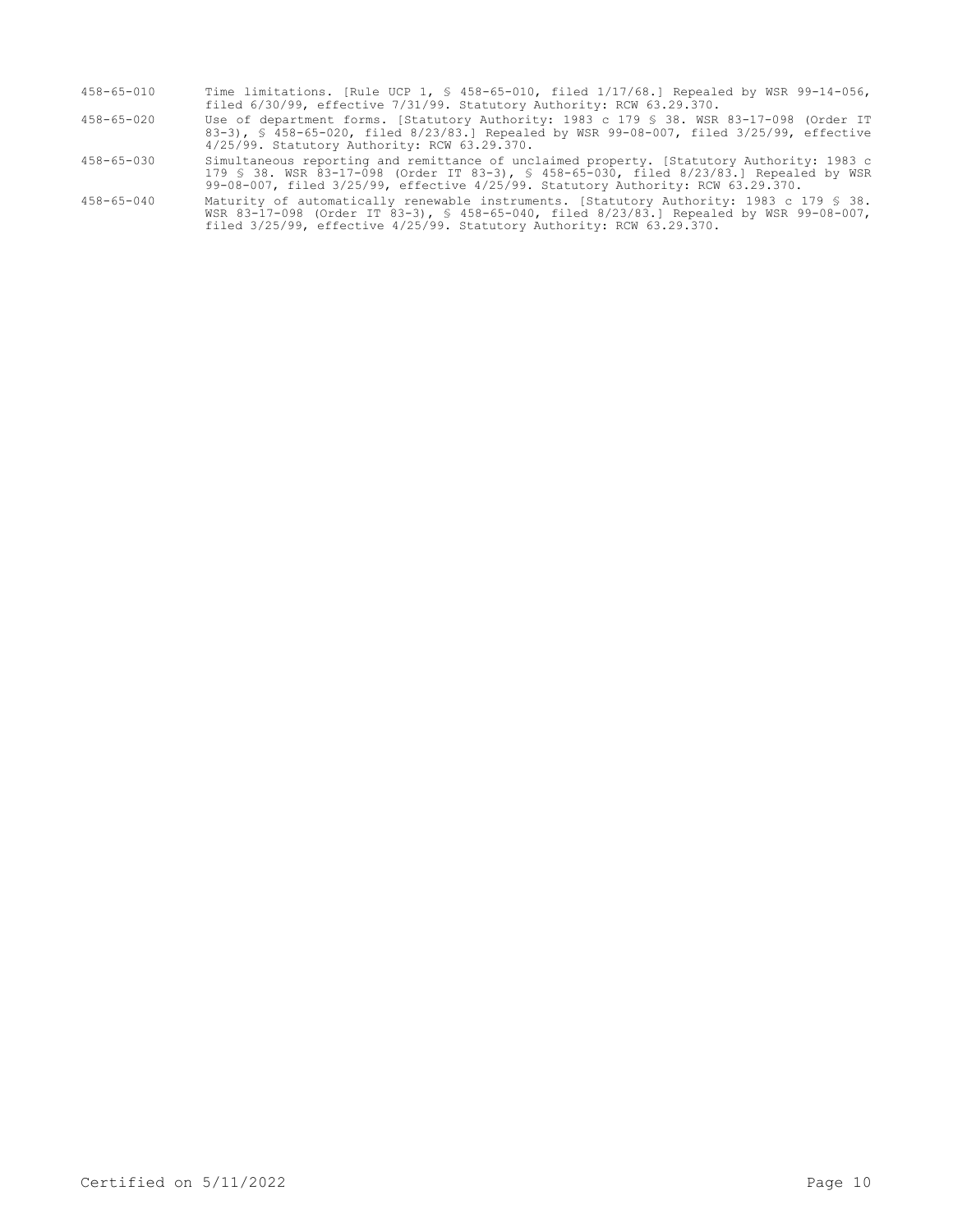458-65-010 Time limitations. [Rule UCP 1, § 458-65-010, filed 1/17/68.] Repealed by WSR 99-14-056, filed 6/30/99, effective 7/31/99. Statutory Authority: RCW 63.29.370.

458-65-020 Use of department forms. [Statutory Authority: 1983 c 179 § 38. WSR 83-17-098 (Order IT 83-3), § 458-65-020, filed 8/23/83.] Repealed by WSR 99-08-007, filed 3/25/99, effective 4/25/99. Statutory Authority: RCW 63.29.370.

458-65-030 Simultaneous reporting and remittance of unclaimed property. [Statutory Authority: 1983 c 179 § 38. WSR 83-17-098 (Order IT 83-3), § 458-65-030, filed 8/23/83.] Repealed by WSR 99-08-007, filed 3/25/99, effective 4/25/99. Statutory Authority: RCW 63.29.370.

458-65-040 Maturity of automatically renewable instruments. [Statutory Authority: 1983 c 179 § 38. WSR 83-17-098 (Order IT 83-3), § 458-65-040, filed 8/23/83.] Repealed by WSR 99-08-007, filed 3/25/99, effective 4/25/99. Statutory Authority: RCW 63.29.370.